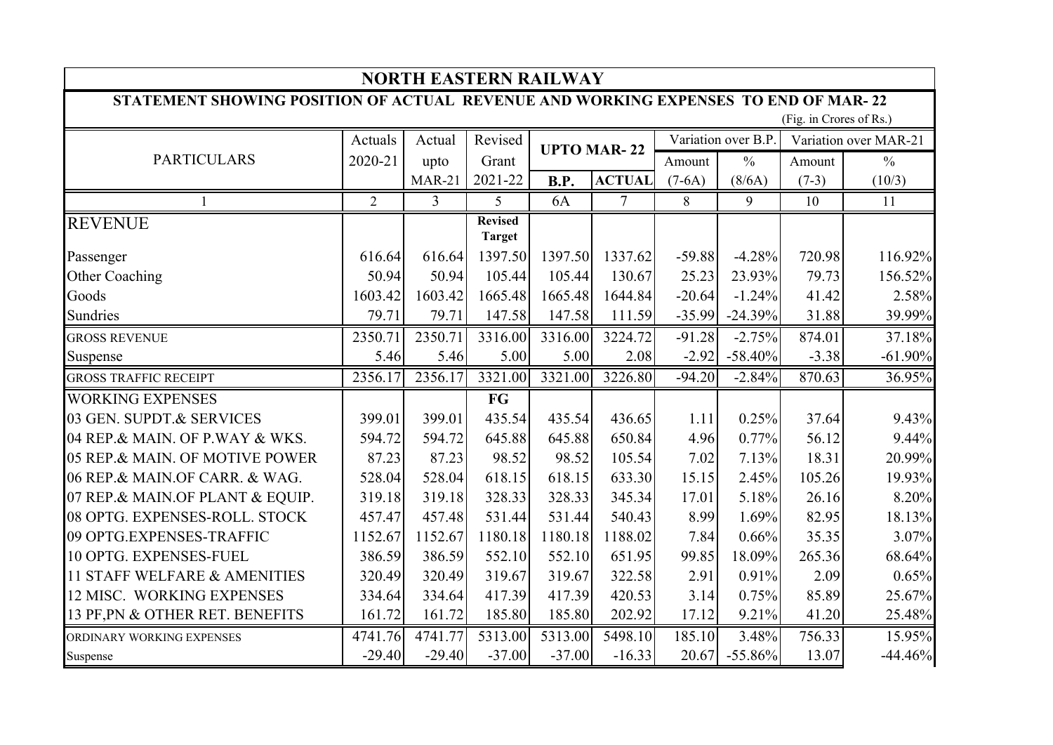# NORTH EASTERN RAILWAY

## STATEMENT SHOWING POSITION OF ACTUAL REVENUE AND WORKING EXPENSES TO END OF MAR- 22

(Fig. in Crores of Rs.)

| PARTICULARS | Actuals 2020-21 | Actual upto MAR-21 | Revised Grant 2021-22 | UPTO MAR- 22 | | Variation over B.P. | | Variation over MAR-21 | |
|---|---|---|---|---|---|---|---|---|---|
| | | | | B.P. | ACTUAL | Amount (7-6A) | % (8/6A) | Amount (7-3) | % (10/3) |
| 1 | 2 | 3 | 5 | 6A | 7 | 8 | 9 | 10 | 11 |
| REVENUE | | | Revised Target | | | | | | |
| Passenger | 616.64 | 616.64 | 1397.50 | 1397.50 | 1337.62 | -59.88 | -4.28% | 720.98 | 116.92% |
| Other Coaching | 50.94 | 50.94 | 105.44 | 105.44 | 130.67 | 25.23 | 23.93% | 79.73 | 156.52% |
| Goods | 1603.42 | 1603.42 | 1665.48 | 1665.48 | 1644.84 | -20.64 | -1.24% | 41.42 | 2.58% |
| Sundries | 79.71 | 79.71 | 147.58 | 147.58 | 111.59 | -35.99 | -24.39% | 31.88 | 39.99% |
| GROSS REVENUE | 2350.71 | 2350.71 | 3316.00 | 3316.00 | 3224.72 | -91.28 | -2.75% | 874.01 | 37.18% |
| Suspense | 5.46 | 5.46 | 5.00 | 5.00 | 2.08 | -2.92 | -58.40% | -3.38 | -61.90% |
| GROSS TRAFFIC RECEIPT | 2356.17 | 2356.17 | 3321.00 | 3321.00 | 3226.80 | -94.20 | -2.84% | 870.63 | 36.95% |
| WORKING EXPENSES | | | FG | | | | | | |
| 03 GEN. SUPDT.& SERVICES | 399.01 | 399.01 | 435.54 | 435.54 | 436.65 | 1.11 | 0.25% | 37.64 | 9.43% |
| 04 REP.& MAIN. OF P.WAY & WKS. | 594.72 | 594.72 | 645.88 | 645.88 | 650.84 | 4.96 | 0.77% | 56.12 | 9.44% |
| 05 REP.& MAIN. OF MOTIVE POWER | 87.23 | 87.23 | 98.52 | 98.52 | 105.54 | 7.02 | 7.13% | 18.31 | 20.99% |
| 06 REP.& MAIN.OF CARR. & WAG. | 528.04 | 528.04 | 618.15 | 618.15 | 633.30 | 15.15 | 2.45% | 105.26 | 19.93% |
| 07 REP.& MAIN.OF PLANT & EQUIP. | 319.18 | 319.18 | 328.33 | 328.33 | 345.34 | 17.01 | 5.18% | 26.16 | 8.20% |
| 08 OPTG. EXPENSES-ROLL. STOCK | 457.47 | 457.48 | 531.44 | 531.44 | 540.43 | 8.99 | 1.69% | 82.95 | 18.13% |
| 09 OPTG.EXPENSES-TRAFFIC | 1152.67 | 1152.67 | 1180.18 | 1180.18 | 1188.02 | 7.84 | 0.66% | 35.35 | 3.07% |
| 10 OPTG. EXPENSES-FUEL | 386.59 | 386.59 | 552.10 | 552.10 | 651.95 | 99.85 | 18.09% | 265.36 | 68.64% |
| 11 STAFF WELFARE & AMENITIES | 320.49 | 320.49 | 319.67 | 319.67 | 322.58 | 2.91 | 0.91% | 2.09 | 0.65% |
| 12 MISC. WORKING EXPENSES | 334.64 | 334.64 | 417.39 | 417.39 | 420.53 | 3.14 | 0.75% | 85.89 | 25.67% |
| 13 PF,PN & OTHER RET. BENEFITS | 161.72 | 161.72 | 185.80 | 185.80 | 202.92 | 17.12 | 9.21% | 41.20 | 25.48% |
| ORDINARY WORKING EXPENSES | 4741.76 | 4741.77 | 5313.00 | 5313.00 | 5498.10 | 185.10 | 3.48% | 756.33 | 15.95% |
| Suspense | -29.40 | -29.40 | -37.00 | -37.00 | -16.33 | 20.67 | -55.86% | 13.07 | -44.46% |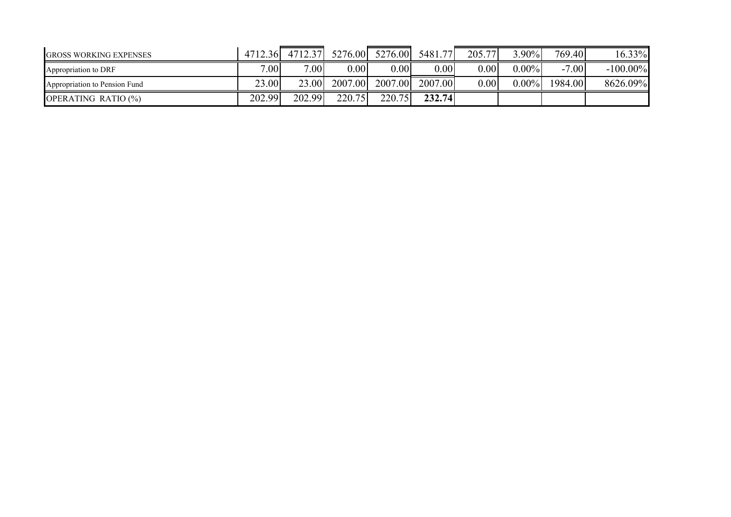| | | | | | | | | | |
|---|---|---|---|---|---|---|---|---|---|
| GROSS WORKING EXPENSES | 4712.36 | 4712.37 | 5276.00 | 5276.00 | 5481.77 | 205.77 | 3.90% | 769.40 | 16.33% |
| Appropriation to DRF | 7.00 | 7.00 | 0.00 | 0.00 | 0.00 | 0.00 | 0.00% | -7.00 | -100.00% |
| Appropriation to Pension Fund | 23.00 | 23.00 | 2007.00 | 2007.00 | 2007.00 | 0.00 | 0.00% | 1984.00 | 8626.09% |
| OPERATING RATIO (%) | 202.99 | 202.99 | 220.75 | 220.75 | **232.74** | | | | |